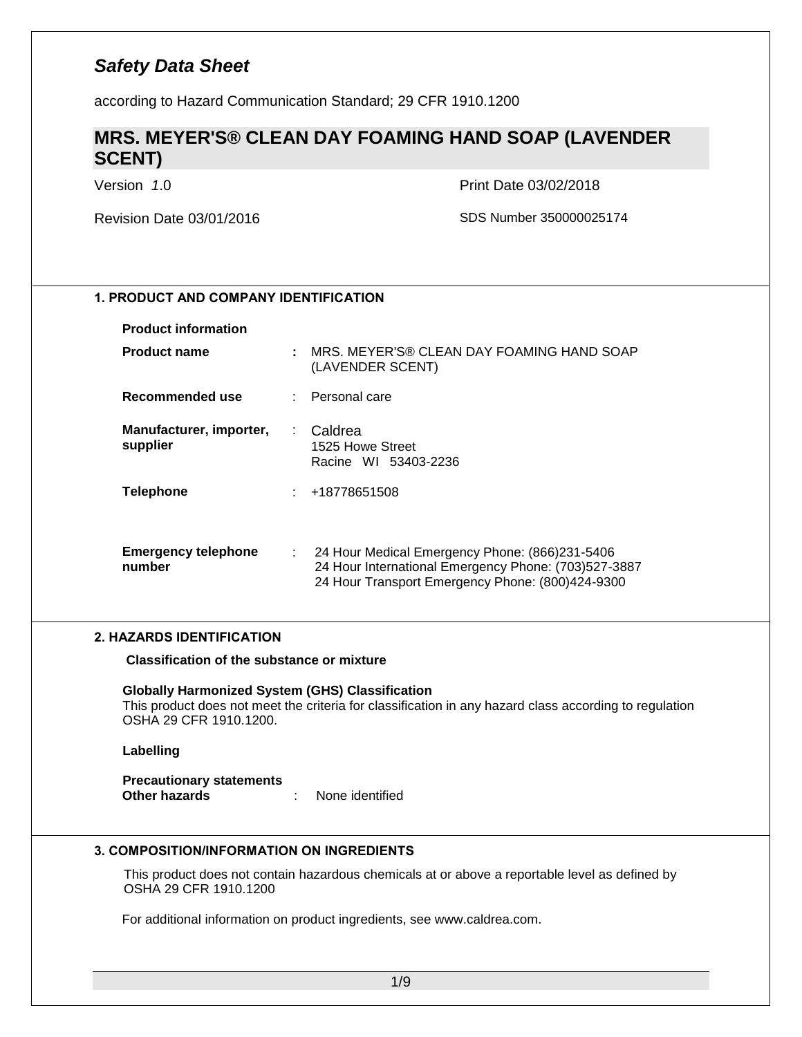# *Safety Data Sheet*

according to Hazard Communication Standard; 29 CFR 1910.1200

## MRS. MEYER'S® CLEAN DAY FOAMING HAND SOAP (LAVENDER SCENT)

| | |
|---|---|
| Version *1*.0 | Print Date 03/02/2018 |
| Revision Date 03/01/2016 | SDS Number 350000025174 |

### 1. PRODUCT AND COMPANY IDENTIFICATION

**Product information**

| | | |
|---|---|---|
| **Product name** | **:** | MRS. MEYER'S® CLEAN DAY FOAMING HAND SOAP (LAVENDER SCENT) |
| **Recommended use** | : | Personal care |
| **Manufacturer, importer, supplier** | : | Caldrea<br>1525 Howe Street<br>Racine WI 53403-2236 |
| **Telephone** | : | +18778651508 |
| **Emergency telephone number** | : | 24 Hour Medical Emergency Phone: (866)231-5406<br>24 Hour International Emergency Phone: (703)527-3887<br>24 Hour Transport Emergency Phone: (800)424-9300 |

### 2. HAZARDS IDENTIFICATION

**Classification of the substance or mixture**

**Globally Harmonized System (GHS) Classification**
This product does not meet the criteria for classification in any hazard class according to regulation OSHA 29 CFR 1910.1200.

**Labelling**

**Precautionary statements**
**Other hazards** : None identified

### 3. COMPOSITION/INFORMATION ON INGREDIENTS

This product does not contain hazardous chemicals at or above a reportable level as defined by OSHA 29 CFR 1910.1200

For additional information on product ingredients, see www.caldrea.com.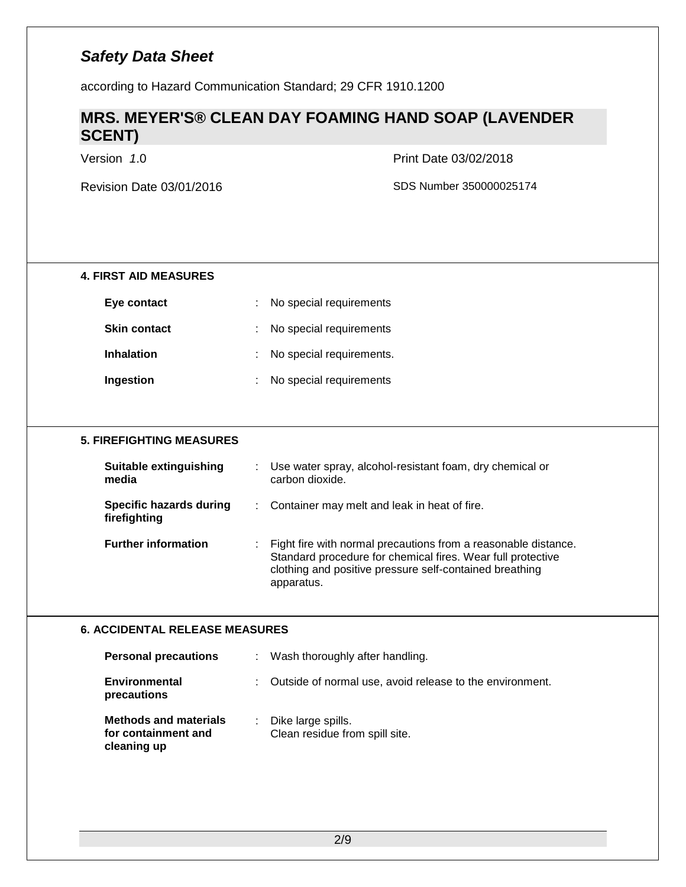## 4. FIRST AID MEASURES

| | |
|---|---|
| **Eye contact** | No special requirements |
| **Skin contact** | No special requirements |
| **Inhalation** | No special requirements. |
| **Ingestion** | No special requirements |

## 5. FIREFIGHTING MEASURES

| | |
|---|---|
| **Suitable extinguishing media** | Use water spray, alcohol-resistant foam, dry chemical or carbon dioxide. |
| **Specific hazards during firefighting** | Container may melt and leak in heat of fire. |
| **Further information** | Fight fire with normal precautions from a reasonable distance. Standard procedure for chemical fires. Wear full protective clothing and positive pressure self-contained breathing apparatus. |

## 6. ACCIDENTAL RELEASE MEASURES

| | |
|---|---|
| **Personal precautions** | Wash thoroughly after handling. |
| **Environmental precautions** | Outside of normal use, avoid release to the environment. |
| **Methods and materials for containment and cleaning up** | Dike large spills.<br>Clean residue from spill site. |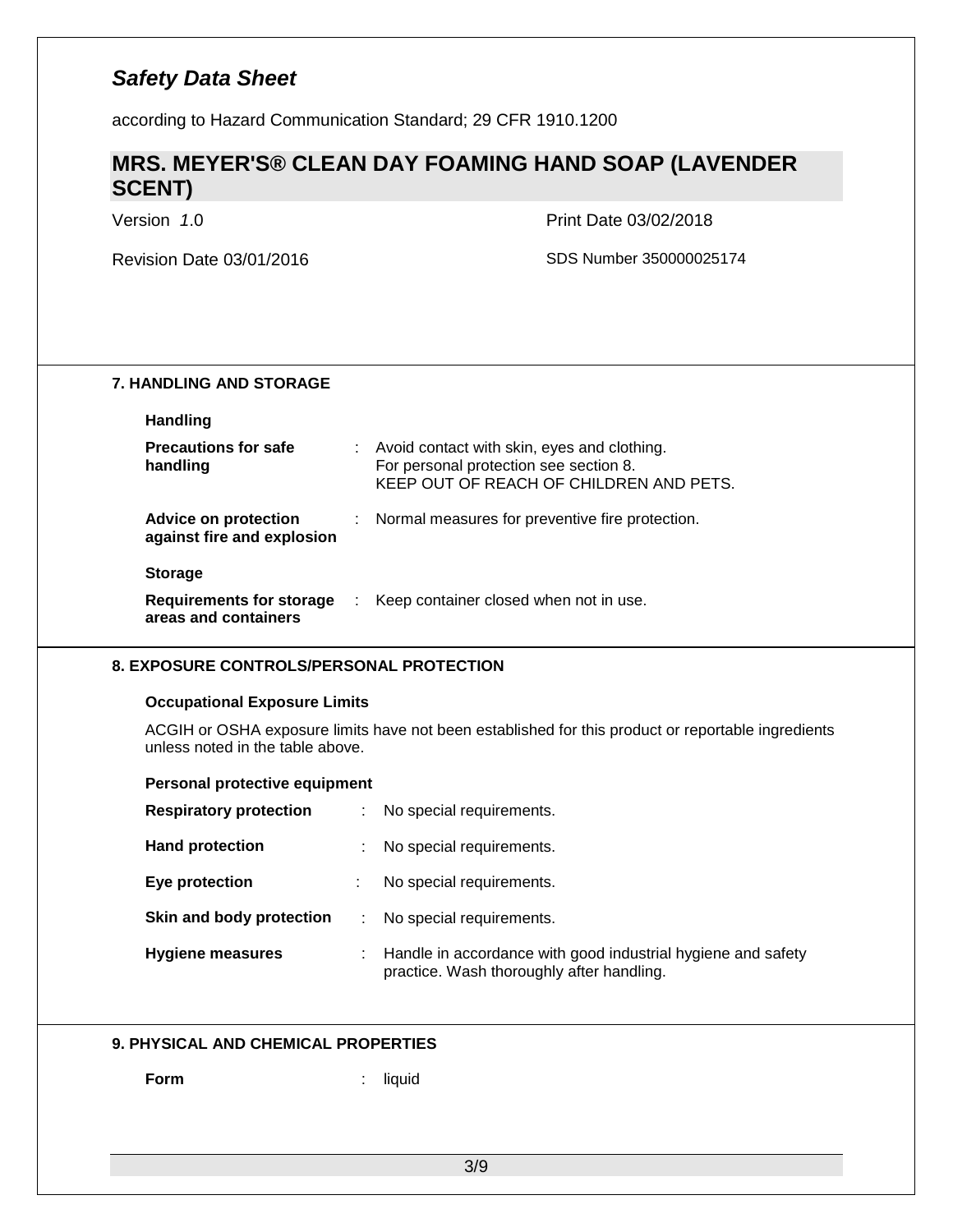## 7. HANDLING AND STORAGE

### Handling

**Precautions for safe handling** : Avoid contact with skin, eyes and clothing.
For personal protection see section 8.
KEEP OUT OF REACH OF CHILDREN AND PETS.

**Advice on protection against fire and explosion** : Normal measures for preventive fire protection.

### Storage

**Requirements for storage areas and containers** : Keep container closed when not in use.

## 8. EXPOSURE CONTROLS/PERSONAL PROTECTION

### Occupational Exposure Limits

ACGIH or OSHA exposure limits have not been established for this product or reportable ingredients unless noted in the table above.

### Personal protective equipment

**Respiratory protection** : No special requirements.

**Hand protection** : No special requirements.

**Eye protection** : No special requirements.

**Skin and body protection** : No special requirements.

**Hygiene measures** : Handle in accordance with good industrial hygiene and safety practice. Wash thoroughly after handling.

## 9. PHYSICAL AND CHEMICAL PROPERTIES

**Form** : liquid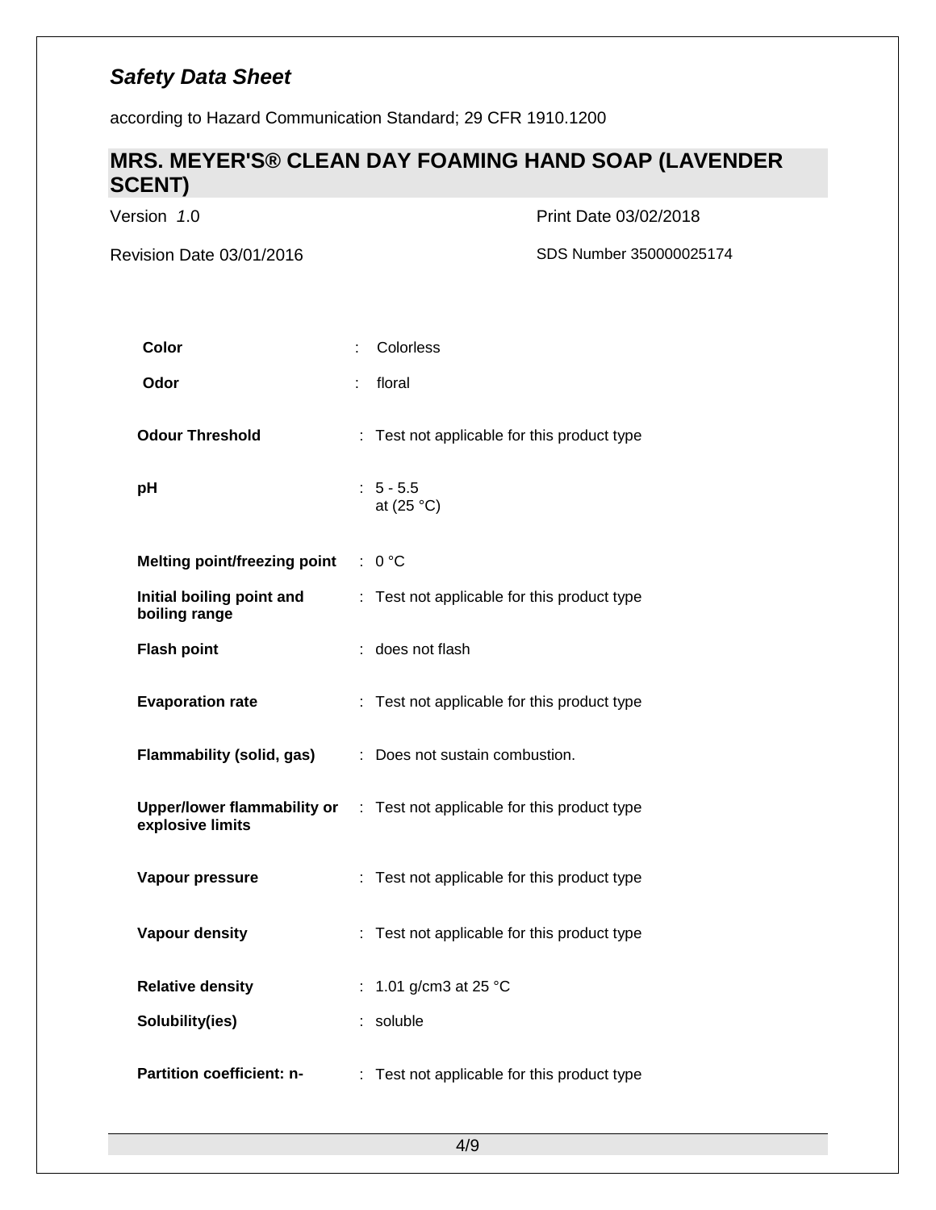| Property | | Value |
| --- | --- | --- |
| **Color** | : | Colorless |
| **Odor** | : | floral |
| **Odour Threshold** | : | Test not applicable for this product type |
| **pH** | : | 5 - 5.5<br>at (25 °C) |
| **Melting point/freezing point** | : | 0 °C |
| **Initial boiling point and boiling range** | : | Test not applicable for this product type |
| **Flash point** | : | does not flash |
| **Evaporation rate** | : | Test not applicable for this product type |
| **Flammability (solid, gas)** | : | Does not sustain combustion. |
| **Upper/lower flammability or explosive limits** | : | Test not applicable for this product type |
| **Vapour pressure** | : | Test not applicable for this product type |
| **Vapour density** | : | Test not applicable for this product type |
| **Relative density** | : | 1.01 g/cm3 at 25 °C |
| **Solubility(ies)** | : | soluble |
| **Partition coefficient: n-** | : | Test not applicable for this product type |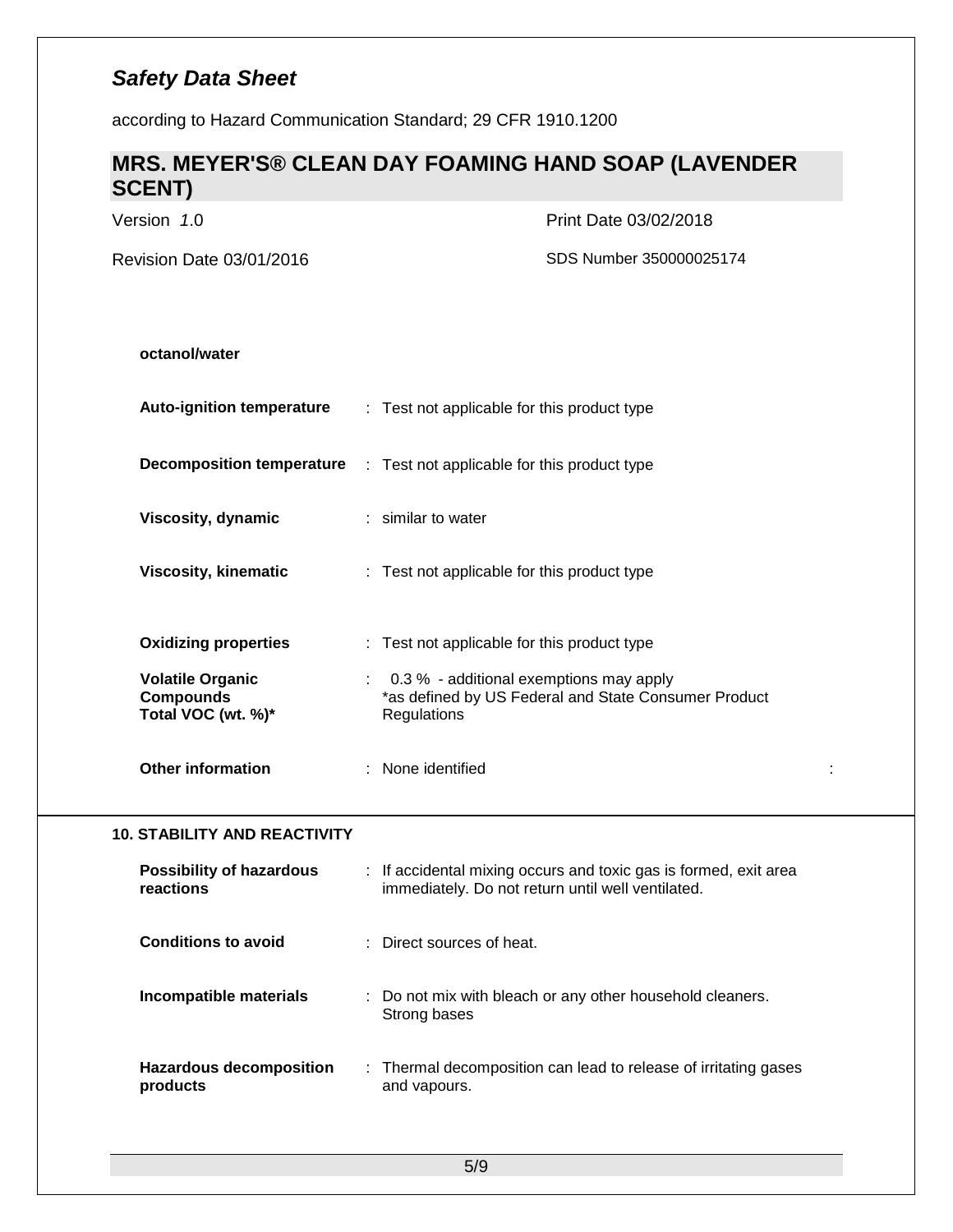**octanol/water**

| | |
|---|---|
| **Auto-ignition temperature** | : Test not applicable for this product type |
| **Decomposition temperature** | : Test not applicable for this product type |
| **Viscosity, dynamic** | : similar to water |
| **Viscosity, kinematic** | : Test not applicable for this product type |
| **Oxidizing properties** | : Test not applicable for this product type |
| **Volatile Organic Compounds Total VOC (wt. %)*** | : 0.3 % - additional exemptions may apply *as defined by US Federal and State Consumer Product Regulations |
| **Other information** | : None identified |

## 10. STABILITY AND REACTIVITY

| | |
|---|---|
| **Possibility of hazardous reactions** | : If accidental mixing occurs and toxic gas is formed, exit area immediately. Do not return until well ventilated. |
| **Conditions to avoid** | : Direct sources of heat. |
| **Incompatible materials** | : Do not mix with bleach or any other household cleaners. Strong bases |
| **Hazardous decomposition products** | : Thermal decomposition can lead to release of irritating gases and vapours. |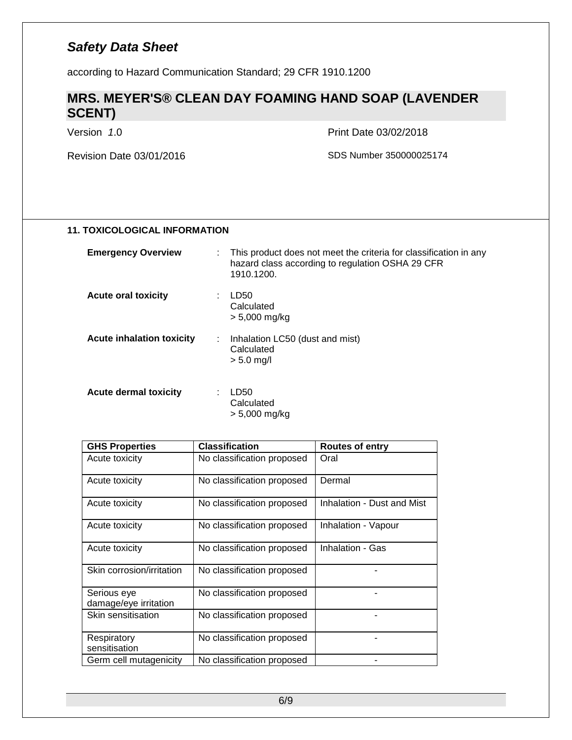## 11. TOXICOLOGICAL INFORMATION

**Emergency Overview** : This product does not meet the criteria for classification in any hazard class according to regulation OSHA 29 CFR 1910.1200.

**Acute oral toxicity** : LD50
Calculated
> 5,000 mg/kg

**Acute inhalation toxicity** : Inhalation LC50 (dust and mist)
Calculated
> 5.0 mg/l

**Acute dermal toxicity** : LD50
Calculated
> 5,000 mg/kg

| GHS Properties | Classification | Routes of entry |
|---|---|---|
| Acute toxicity | No classification proposed | Oral |
| Acute toxicity | No classification proposed | Dermal |
| Acute toxicity | No classification proposed | Inhalation - Dust and Mist |
| Acute toxicity | No classification proposed | Inhalation - Vapour |
| Acute toxicity | No classification proposed | Inhalation - Gas |
| Skin corrosion/irritation | No classification proposed | - |
| Serious eye damage/eye irritation | No classification proposed | - |
| Skin sensitisation | No classification proposed | - |
| Respiratory sensitisation | No classification proposed | - |
| Germ cell mutagenicity | No classification proposed | - |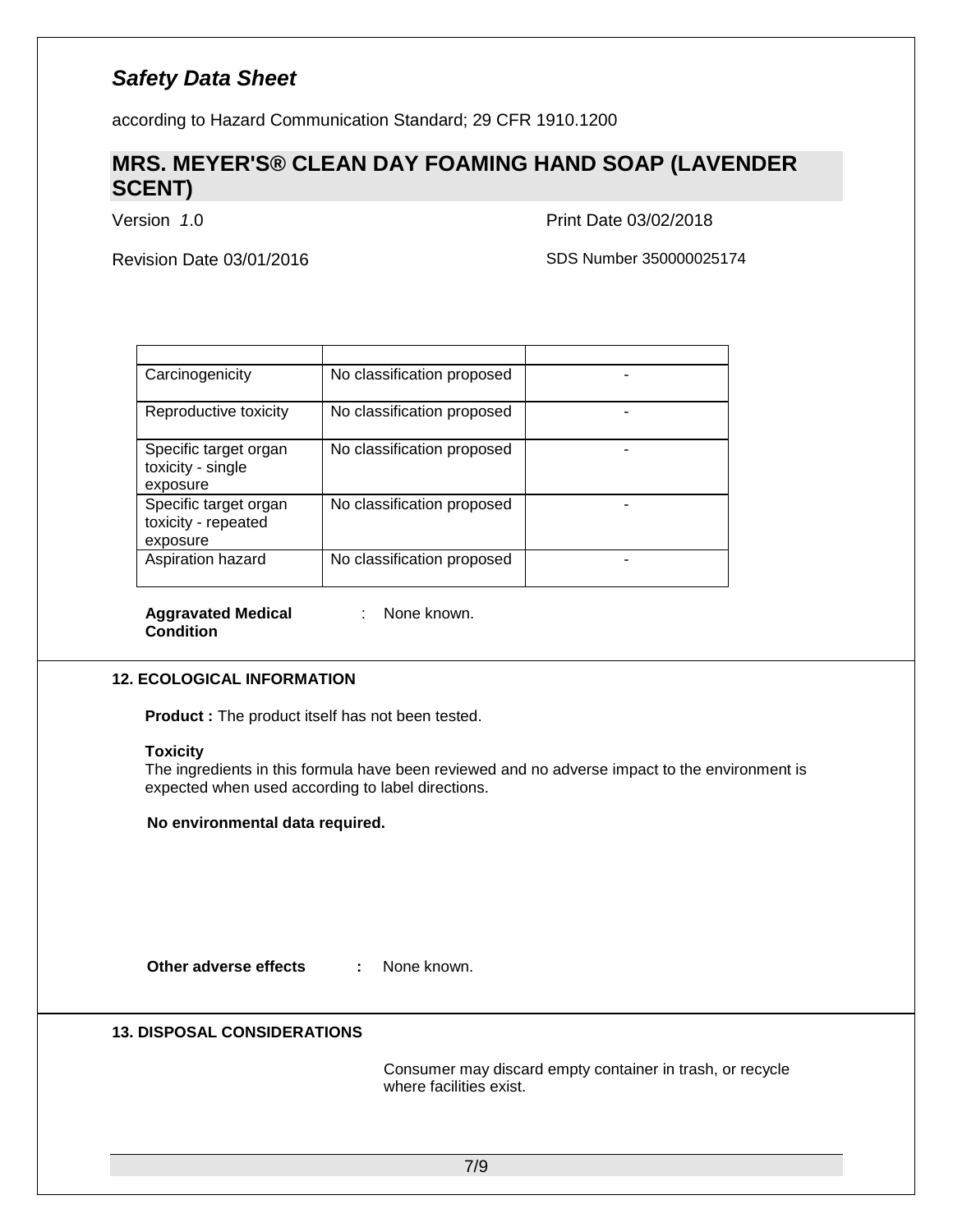| | | |
|---|---|---|
| Carcinogenicity | No classification proposed | - |
| Reproductive toxicity | No classification proposed | - |
| Specific target organ toxicity - single exposure | No classification proposed | - |
| Specific target organ toxicity - repeated exposure | No classification proposed | - |
| Aspiration hazard | No classification proposed | - |

**Aggravated Medical Condition** : None known.

## 12. ECOLOGICAL INFORMATION

**Product :** The product itself has not been tested.

**Toxicity**
The ingredients in this formula have been reviewed and no adverse impact to the environment is expected when used according to label directions.

**No environmental data required.**

**Other adverse effects** : None known.

## 13. DISPOSAL CONSIDERATIONS

Consumer may discard empty container in trash, or recycle where facilities exist.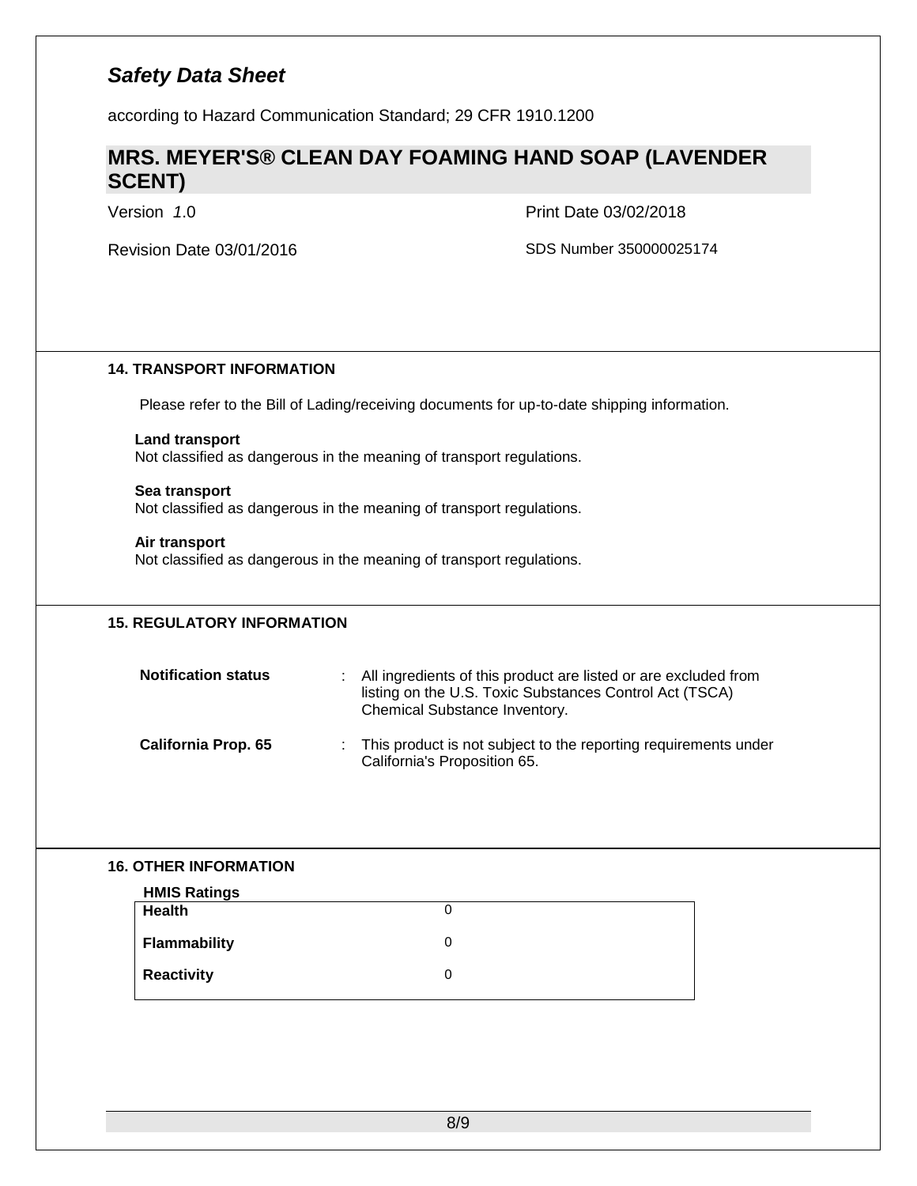*Safety Data Sheet*

according to Hazard Communication Standard; 29 CFR 1910.1200

## MRS. MEYER'S® CLEAN DAY FOAMING HAND SOAP (LAVENDER SCENT)

Version *1*.0 | Print Date 03/02/2018

Revision Date 03/01/2016 | SDS Number 350000025174

### 14. TRANSPORT INFORMATION

Please refer to the Bill of Lading/receiving documents for up-to-date shipping information.

**Land transport**
Not classified as dangerous in the meaning of transport regulations.

**Sea transport**
Not classified as dangerous in the meaning of transport regulations.

**Air transport**
Not classified as dangerous in the meaning of transport regulations.

### 15. REGULATORY INFORMATION

**Notification status** : All ingredients of this product are listed or are excluded from listing on the U.S. Toxic Substances Control Act (TSCA) Chemical Substance Inventory.

**California Prop. 65** : This product is not subject to the reporting requirements under California's Proposition 65.

### 16. OTHER INFORMATION

**HMIS Ratings**

| | |
|---|---|
| **Health** | 0 |
| **Flammability** | 0 |
| **Reactivity** | 0 |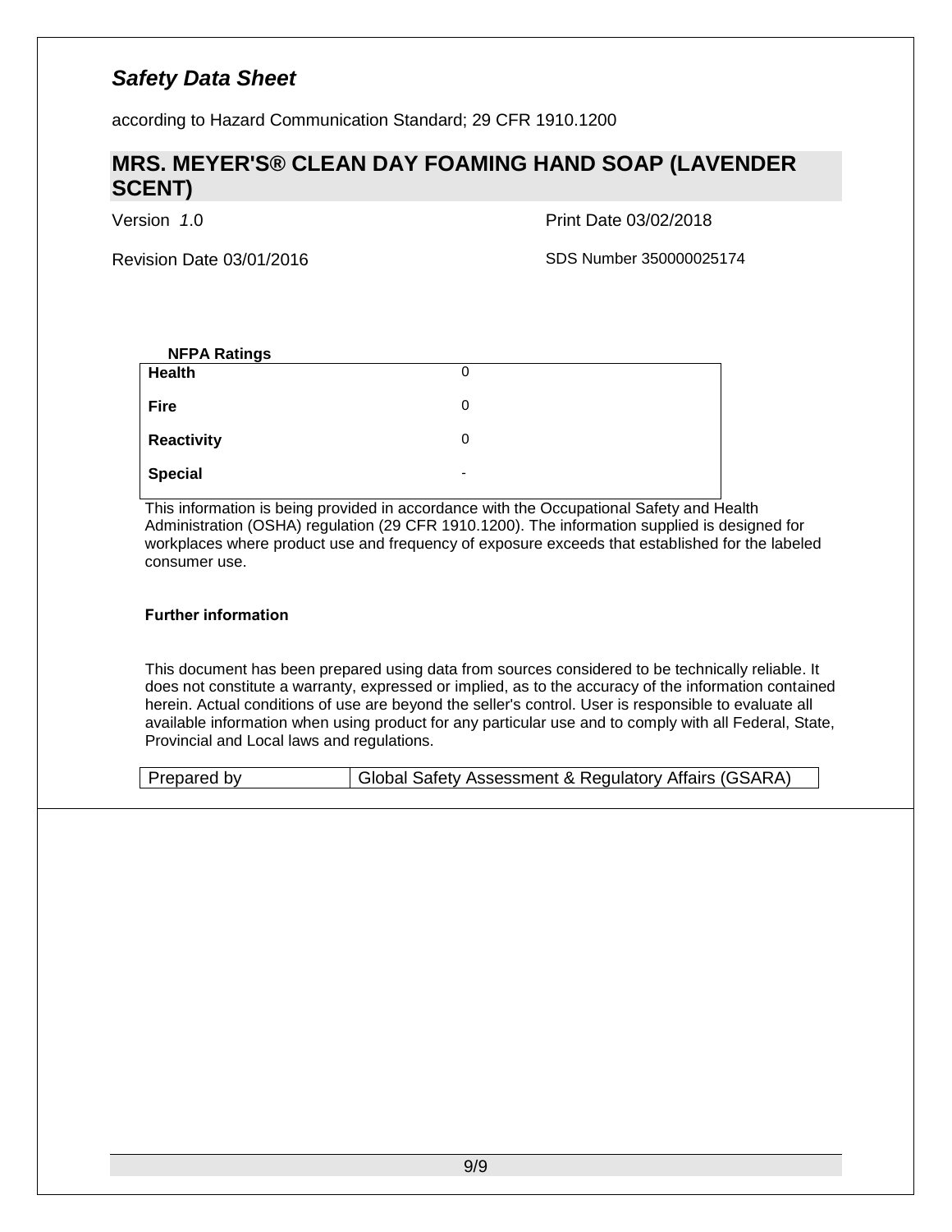**NFPA Ratings**

| | |
|---|---|
| **Health** | 0 |
| **Fire** | 0 |
| **Reactivity** | 0 |
| **Special** | - |

This information is being provided in accordance with the Occupational Safety and Health Administration (OSHA) regulation (29 CFR 1910.1200). The information supplied is designed for workplaces where product use and frequency of exposure exceeds that established for the labeled consumer use.

**Further information**

This document has been prepared using data from sources considered to be technically reliable. It does not constitute a warranty, expressed or implied, as to the accuracy of the information contained herein. Actual conditions of use are beyond the seller's control. User is responsible to evaluate all available information when using product for any particular use and to comply with all Federal, State, Provincial and Local laws and regulations.

| | |
|---|---|
| Prepared by | Global Safety Assessment & Regulatory Affairs (GSARA) |